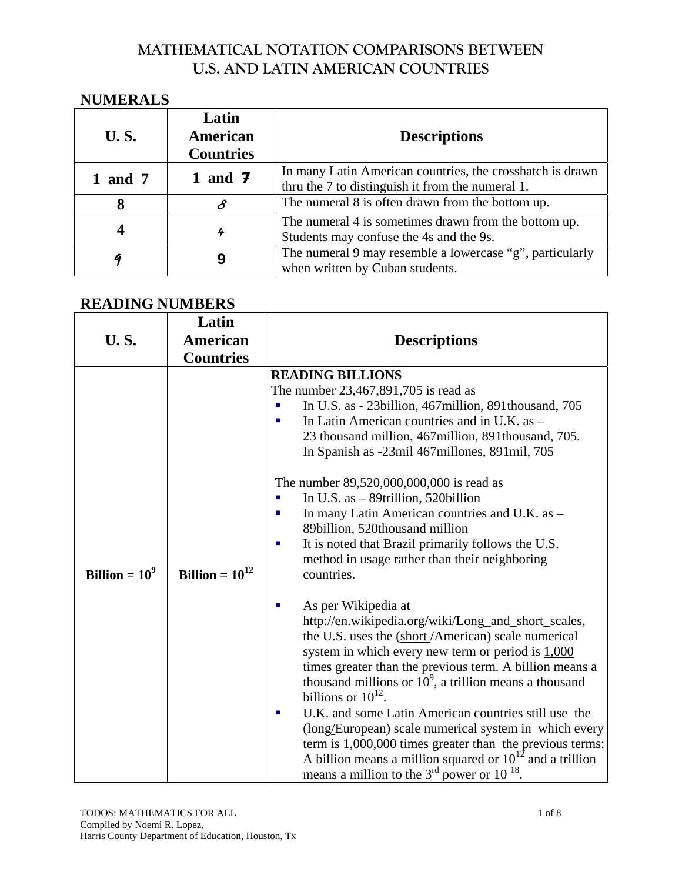# MATHEMATICAL NOTATION COMPARISONS BETWEEN U.S. AND LATIN AMERICAN COUNTRIES

## NUMERALS

| U. S. | Latin American Countries | Descriptions |
|---|---|---|
| 1 and 7 | 1 and 7 | In many Latin American countries, the crosshatch is drawn thru the 7 to distinguish it from the numeral 1. |
| 8 | 8 | The numeral 8 is often drawn from the bottom up. |
| 4 | 4 | The numeral 4 is sometimes drawn from the bottom up. Students may confuse the 4s and the 9s. |
| 9 | 9 | The numeral 9 may resemble a lowercase "g", particularly when written by Cuban students. |

## READING NUMBERS

| U. S. | Latin American Countries | Descriptions |
|---|---|---|
| Billion = $10^9$ | Billion = $10^{12}$ | **READING BILLIONS**<br>The number 23,467,891,705 is read as<br>- In U.S. as - 23billion, 467million, 891thousand, 705<br>- In Latin American countries and in U.K. as – 23 thousand million, 467million, 891thousand, 705. In Spanish as -23mil 467millones, 891mil, 705<br><br>The number 89,520,000,000,000 is read as<br>- In U.S. as – 89trillion, 520billion<br>- In many Latin American countries and U.K. as – 89billion, 520thousand million<br>- It is noted that Brazil primarily follows the U.S. method in usage rather than their neighboring countries.<br><br>- As per Wikipedia at http://en.wikipedia.org/wiki/Long_and_short_scales, the U.S. uses the (short /American) scale numerical system in which every new term or period is 1,000 times greater than the previous term. A billion means a thousand millions or $10^9$, a trillion means a thousand billions or $10^{12}$.<br>- U.K. and some Latin American countries still use the (long/European) scale numerical system in which every term is 1,000,000 times greater than the previous terms: A billion means a million squared or $10^{12}$ and a trillion means a million to the 3rd power or $10^{18}$. |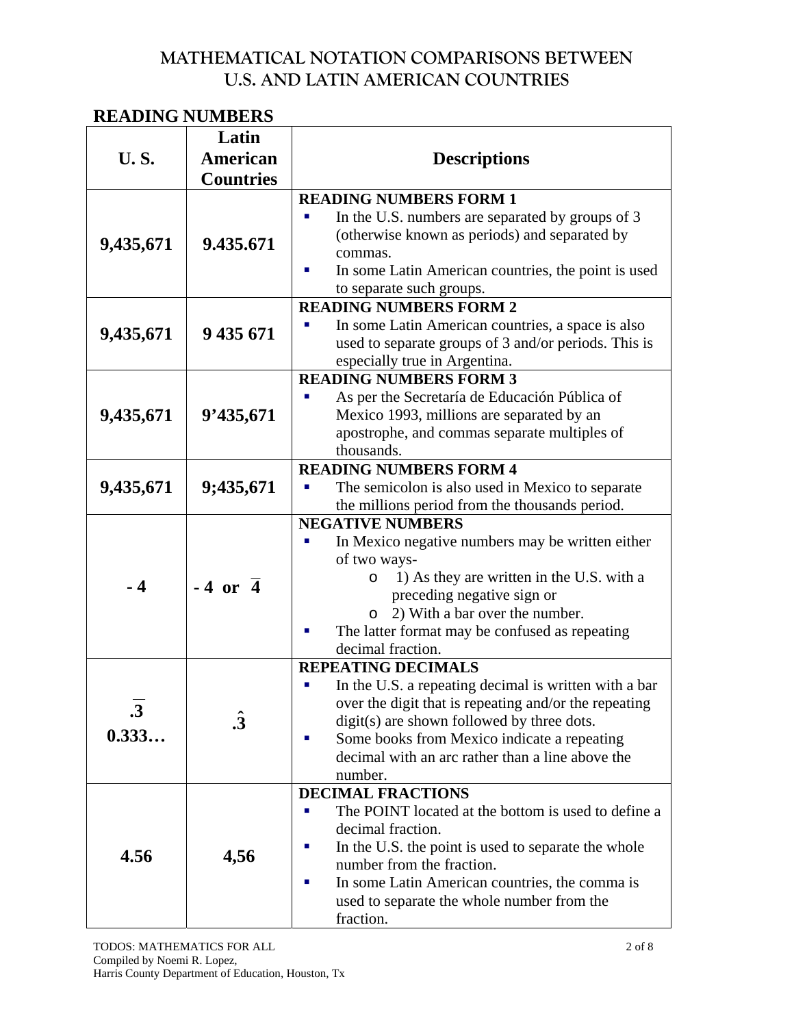# MATHEMATICAL NOTATION COMPARISONS BETWEEN U.S. AND LATIN AMERICAN COUNTRIES

## READING NUMBERS

| U. S. | Latin American Countries | Descriptions |
|---|---|---|
| **9,435,671** | **9.435.671** | **READING NUMBERS FORM 1**<br>▪ In the U.S. numbers are separated by groups of 3 (otherwise known as periods) and separated by commas.<br>▪ In some Latin American countries, the point is used to separate such groups. |
| **9,435,671** | **9 435 671** | **READING NUMBERS FORM 2**<br>▪ In some Latin American countries, a space is also used to separate groups of 3 and/or periods. This is especially true in Argentina. |
| **9,435,671** | **9'435,671** | **READING NUMBERS FORM 3**<br>▪ As per the Secretaría de Educación Pública of Mexico 1993, millions are separated by an apostrophe, and commas separate multiples of thousands. |
| **9,435,671** | **9;435,671** | **READING NUMBERS FORM 4**<br>▪ The semicolon is also used in Mexico to separate the millions period from the thousands period. |
| **- 4** | **- 4 or $\overline{4}$** | **NEGATIVE NUMBERS**<br>▪ In Mexico negative numbers may be written either of two ways-<br>o 1) As they are written in the U.S. with a preceding negative sign or<br>o 2) With a bar over the number.<br>▪ The latter format may be confused as repeating decimal fraction. |
| **$.\overline{3}$**<br>**0.333…** | **$.\hat{3}$** | **REPEATING DECIMALS**<br>▪ In the U.S. a repeating decimal is written with a bar over the digit that is repeating and/or the repeating digit(s) are shown followed by three dots.<br>▪ Some books from Mexico indicate a repeating decimal with an arc rather than a line above the number. |
| **4.56** | **4,56** | **DECIMAL FRACTIONS**<br>▪ The POINT located at the bottom is used to define a decimal fraction.<br>▪ In the U.S. the point is used to separate the whole number from the fraction.<br>▪ In some Latin American countries, the comma is used to separate the whole number from the fraction. |

TODOS: MATHEMATICS FOR ALL
Compiled by Noemi R. Lopez,
Harris County Department of Education, Houston, Tx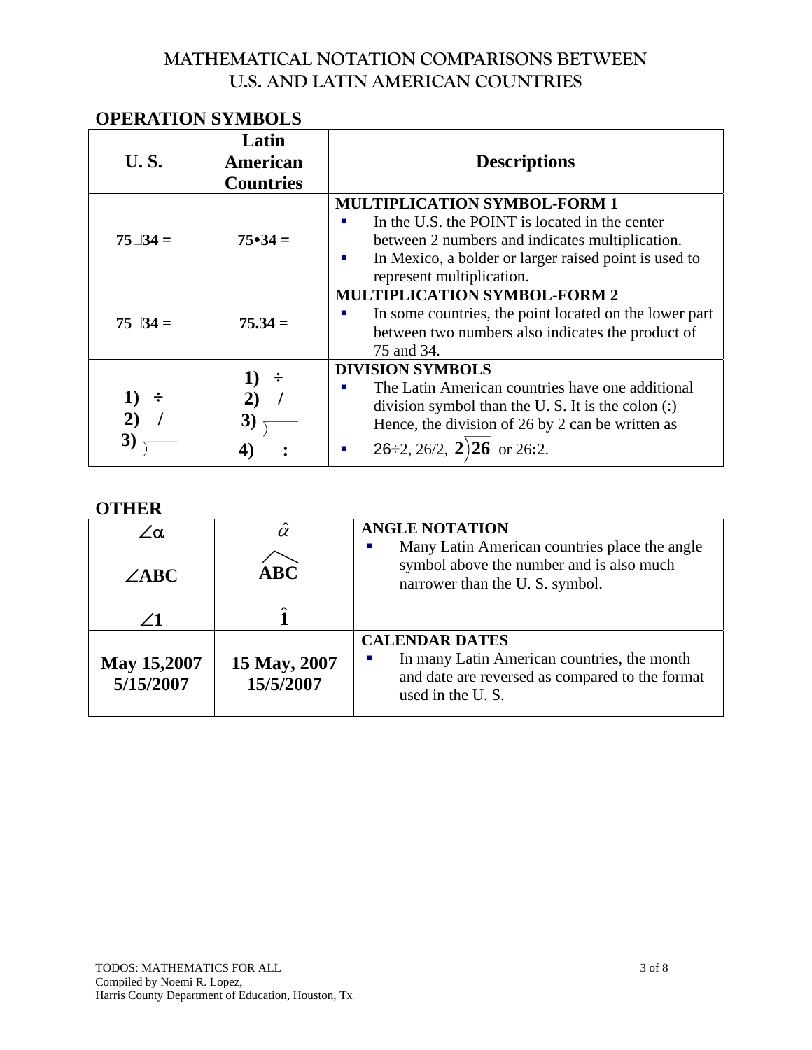# MATHEMATICAL NOTATION COMPARISONS BETWEEN U.S. AND LATIN AMERICAN COUNTRIES

## OPERATION SYMBOLS

| U. S. | Latin American Countries | Descriptions |
|---|---|---|
| **75□34 =** | **75•34 =** | **MULTIPLICATION SYMBOL-FORM 1**<br>▪ In the U.S. the POINT is located in the center between 2 numbers and indicates multiplication.<br>▪ In Mexico, a bolder or larger raised point is used to represent multiplication. |
| **75□34 =** | **75.34 =** | **MULTIPLICATION SYMBOL-FORM 2**<br>▪ In some countries, the point located on the lower part between two numbers also indicates the product of 75 and 34. |
| **1) ÷**<br>**2) /**<br>**3)** $\overline{)\phantom{00}}$ | **1) ÷**<br>**2) /**<br>**3)** $\overline{)\phantom{00}}$<br>**4) :** | **DIVISION SYMBOLS**<br>▪ The Latin American countries have one additional division symbol than the U. S. It is the colon (:) Hence, the division of 26 by 2 can be written as<br>▪ 26÷2, 26/2, $2\overline{)26}$ or 26**:**2. |

## OTHER

| | | |
|---|---|---|
| $\angle\alpha$<br><br>$\angle$**ABC**<br><br>$\angle$**1** | $\hat{\alpha}$<br><br>$\widehat{\mathbf{ABC}}$<br><br>$\hat{\mathbf{1}}$ | **ANGLE NOTATION**<br>▪ Many Latin American countries place the angle symbol above the number and is also much narrower than the U. S. symbol. |
| **May 15,2007**<br>**5/15/2007** | **15 May, 2007**<br>**15/5/2007** | **CALENDAR DATES**<br>▪ In many Latin American countries, the month and date are reversed as compared to the format used in the U. S. |

TODOS: MATHEMATICS FOR ALL
Compiled by Noemi R. Lopez,
Harris County Department of Education, Houston, Tx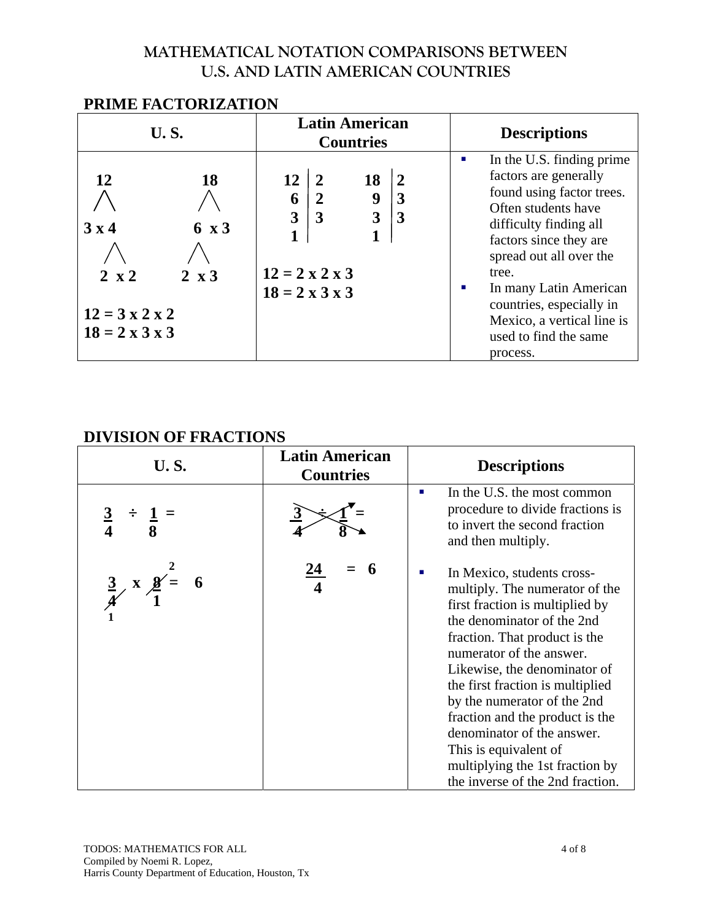# MATHEMATICAL NOTATION COMPARISONS BETWEEN U.S. AND LATIN AMERICAN COUNTRIES

## PRIME FACTORIZATION

| U. S. | Latin American Countries | Descriptions |
|---|---|---|
| 12 → 3 x 4 → 2 x 2; 18 → 6 x 3 → 2 x 3<br><br>**12 = 3 x 2 x 2**<br>**18 = 2 x 3 x 3** | 12 \| 2<br>6 \| 2<br>3 \| 3<br>1 \|<br><br>18 \| 2<br>9 \| 3<br>3 \| 3<br>1 \|<br><br>**12 = 2 x 2 x 3**<br>**18 = 2 x 3 x 3** | ▪ In the U.S. finding prime factors are generally found using factor trees. Often students have difficulty finding all factors since they are spread out all over the tree.<br>▪ In many Latin American countries, especially in Mexico, a vertical line is used to find the same process. |

## DIVISION OF FRACTIONS

| U. S. | Latin American Countries | Descriptions |
|---|---|---|
| $\frac{3}{4} \div \frac{1}{8} =$<br><br>$\frac{3}{\not{4}_1} \times \frac{\not{8}^2}{1} = 6$ | $\frac{3}{4} \div \frac{1}{8} =$ (cross-multiply)<br><br>$\frac{24}{4} = 6$ | ▪ In the U.S. the most common procedure to divide fractions is to invert the second fraction and then multiply.<br>▪ In Mexico, students cross-multiply. The numerator of the first fraction is multiplied by the denominator of the 2nd fraction. That product is the numerator of the answer. Likewise, the denominator of the first fraction is multiplied by the numerator of the 2nd fraction and the product is the denominator of the answer. This is equivalent of multiplying the 1st fraction by the inverse of the 2nd fraction. |

TODOS: MATHEMATICS FOR ALL
Compiled by Noemi R. Lopez,
Harris County Department of Education, Houston, Tx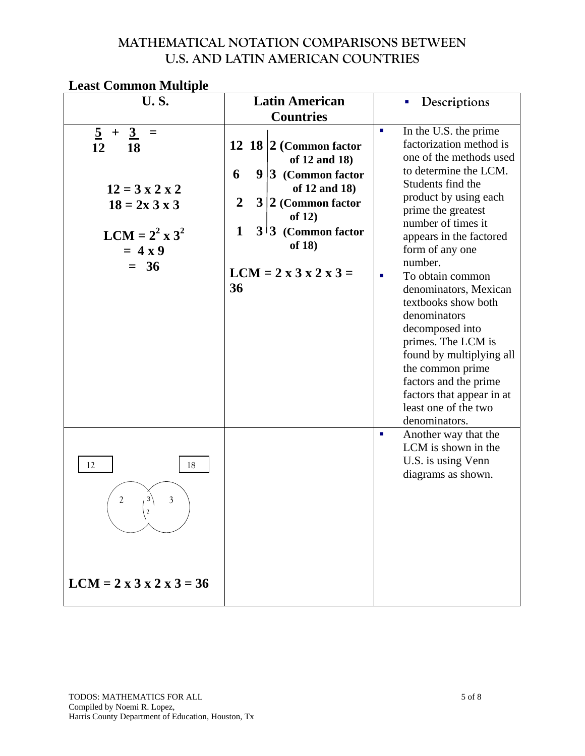# MATHEMATICAL NOTATION COMPARISONS BETWEEN U.S. AND LATIN AMERICAN COUNTRIES

## Least Common Multiple

| U. S. | Latin American Countries | Descriptions |
|---|---|---|
| $\frac{5}{12} + \frac{3}{18} =$<br><br>**12 = 3 x 2 x 2**<br>**18 = 2x 3 x 3**<br><br>**LCM = $2^2$ x $3^2$**<br>**= 4 x 9**<br>**= 36** | **12 18 \| 2 (Common factor of 12 and 18)**<br>**6 9 \| 3 (Common factor of 12 and 18)**<br>**2 3 \| 2 (Common factor of 12)**<br>**1 3 \| 3 (Common factor of 18)**<br><br>**LCM = 2 x 3 x 2 x 3 = 36** | ▪ In the U.S. the prime factorization method is one of the methods used to determine the LCM. Students find the product by using each prime the greatest number of times it appears in the factored form of any one number.<br>▪ To obtain common denominators, Mexican textbooks show both denominators decomposed into primes. The LCM is found by multiplying all the common prime factors and the prime factors that appear in at least one of the two denominators. |
| 12 18<br>(Venn diagram: 12 only: 2; overlap: 3, 2; 18 only: 3)<br><br>**LCM = 2 x 3 x 2 x 3 = 36** | | ▪ Another way that the LCM is shown in the U.S. is using Venn diagrams as shown. |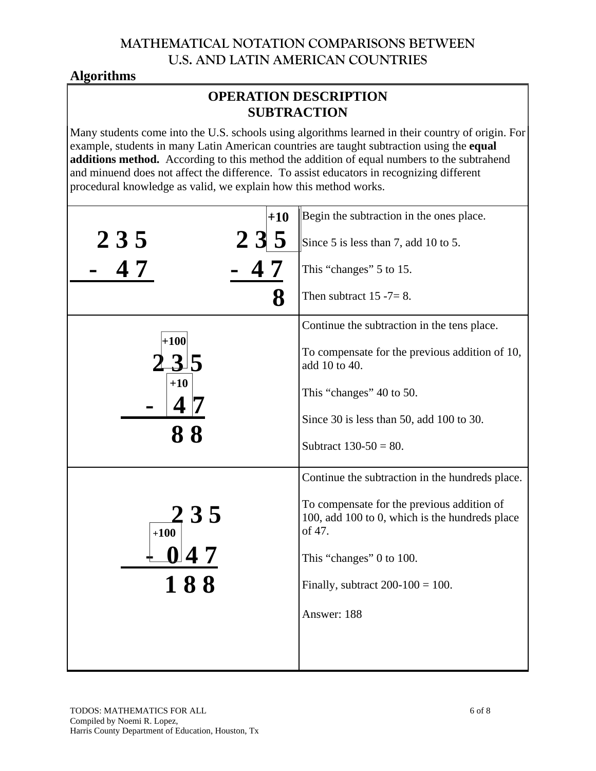# MATHEMATICAL NOTATION COMPARISONS BETWEEN U.S. AND LATIN AMERICAN COUNTRIES

## Algorithms

### OPERATION DESCRIPTION SUBTRACTION

Many students come into the U.S. schools using algorithms learned in their country of origin. For example, students in many Latin American countries are taught subtraction using the **equal additions method.** According to this method the addition of equal numbers to the subtrahend and minuend does not affect the difference. To assist educators in recognizing different procedural knowledge as valid, we explain how this method works.

| Work | Description |
|---|---|
| $\begin{array}{r} 235 \\ -\ \ 47 \\ \hline \end{array} \qquad \begin{array}{r} +10 \\ 235 \\ -\ \ 47 \\ \hline 8 \end{array}$ | Begin the subtraction in the ones place.<br><br>Since 5 is less than 7, add 10 to 5.<br><br>This "changes" 5 to 15.<br><br>Then subtract 15 -7= 8. |
| $\begin{array}{r} +100 \\ 235 \\ +10 \\ -\ \ 47 \\ \hline 88 \end{array}$ | Continue the subtraction in the tens place.<br><br>To compensate for the previous addition of 10, add 10 to 40.<br><br>This "changes" 40 to 50.<br><br>Since 30 is less than 50, add 100 to 30.<br><br>Subtract 130-50 = 80. |
| $\begin{array}{r} 235 \\ +100 \\ -\ 047 \\ \hline 188 \end{array}$ | Continue the subtraction in the hundreds place.<br><br>To compensate for the previous addition of 100, add 100 to 0, which is the hundreds place of 47.<br><br>This "changes" 0 to 100.<br><br>Finally, subtract 200-100 = 100.<br><br>Answer: 188 |

TODOS: MATHEMATICS FOR ALL
Compiled by Noemi R. Lopez,
Harris County Department of Education, Houston, Tx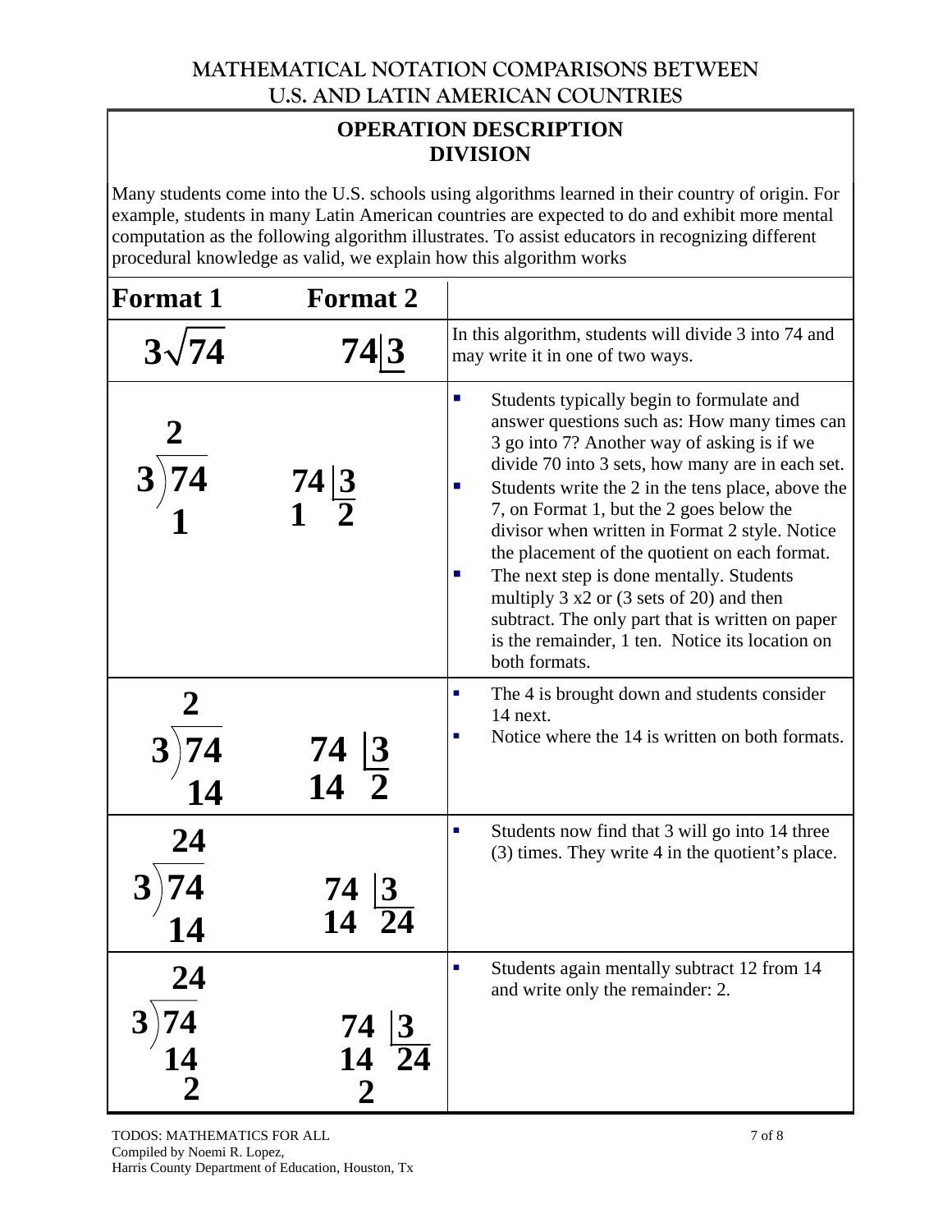# MATHEMATICAL NOTATION COMPARISONS BETWEEN U.S. AND LATIN AMERICAN COUNTRIES

## OPERATION DESCRIPTION
## DIVISION

Many students come into the U.S. schools using algorithms learned in their country of origin. For example, students in many Latin American countries are expected to do and exhibit more mental computation as the following algorithm illustrates. To assist educators in recognizing different procedural knowledge as valid, we explain how this algorithm works

| Format 1 | Format 2 | |
|---|---|---|
| $3\sqrt{74}$ | $74\underline{\vert 3}$ | In this algorithm, students will divide 3 into 74 and may write it in one of two ways. |
| $\begin{array}{r} 2 \\ 3\overline{)74} \\ 1\phantom{4} \end{array}$ | $\begin{array}{l\vert l} 74 & \underline{3} \\ 1 & 2 \end{array}$ | • Students typically begin to formulate and answer questions such as: How many times can 3 go into 7? Another way of asking is if we divide 70 into 3 sets, how many are in each set.<br>• Students write the 2 in the tens place, above the 7, on Format 1, but the 2 goes below the divisor when written in Format 2 style. Notice the placement of the quotient on each format.<br>• The next step is done mentally. Students multiply 3 x2 or (3 sets of 20) and then subtract. The only part that is written on paper is the remainder, 1 ten. Notice its location on both formats. |
| $\begin{array}{r} 2\phantom{4} \\ 3\overline{)74} \\ 14 \end{array}$ | $\begin{array}{l\vert l} 74 & \underline{3} \\ 14 & 2 \end{array}$ | • The 4 is brought down and students consider 14 next.<br>• Notice where the 14 is written on both formats. |
| $\begin{array}{r} 24 \\ 3\overline{)74} \\ 14 \end{array}$ | $\begin{array}{l\vert l} 74 & \underline{3} \\ 14 & 24 \end{array}$ | • Students now find that 3 will go into 14 three (3) times. They write 4 in the quotient's place. |
| $\begin{array}{r} 24 \\ 3\overline{)74} \\ 14 \\ 2 \end{array}$ | $\begin{array}{l\vert l} 74 & \underline{3} \\ 14 & 24 \\ \phantom{1}2 & \end{array}$ | • Students again mentally subtract 12 from 14 and write only the remainder: 2. |

TODOS: MATHEMATICS FOR ALL
Compiled by Noemi R. Lopez,
Harris County Department of Education, Houston, Tx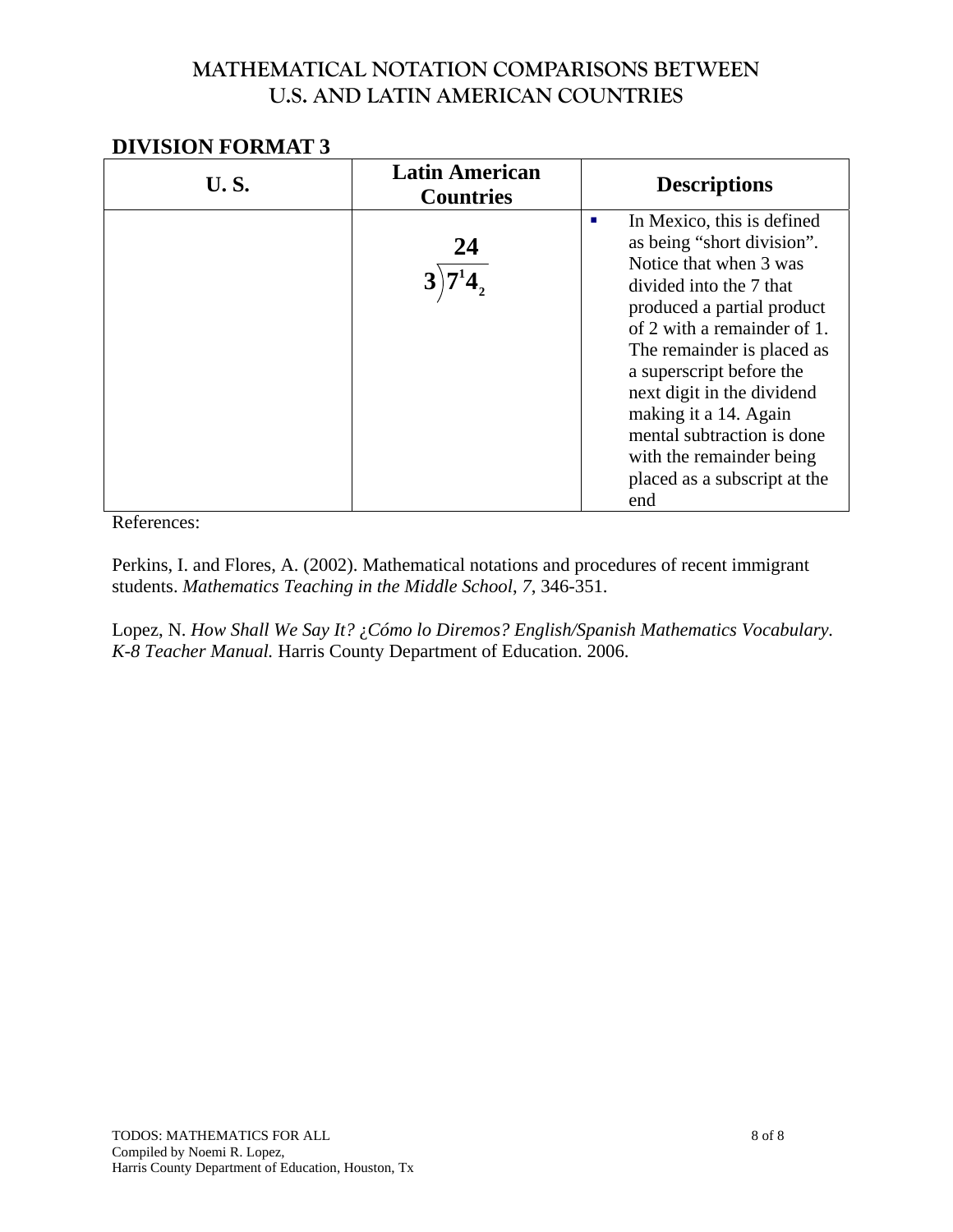# MATHEMATICAL NOTATION COMPARISONS BETWEEN U.S. AND LATIN AMERICAN COUNTRIES

## DIVISION FORMAT 3

| U. S. | Latin American Countries | Descriptions |
|---|---|---|
| | $\begin{array}{r} 24 \\ 3\overline{)7^{1}4_{2}} \end{array}$ | ▪ In Mexico, this is defined as being "short division". Notice that when 3 was divided into the 7 that produced a partial product of 2 with a remainder of 1. The remainder is placed as a superscript before the next digit in the dividend making it a 14. Again mental subtraction is done with the remainder being placed as a subscript at the end |

References:

Perkins, I. and Flores, A. (2002). Mathematical notations and procedures of recent immigrant students. *Mathematics Teaching in the Middle School*, *7*, 346-351.

Lopez, N. *How Shall We Say It? ¿Cómo lo Diremos? English/Spanish Mathematics Vocabulary. K-8 Teacher Manual.* Harris County Department of Education. 2006.

TODOS: MATHEMATICS FOR ALL
Compiled by Noemi R. Lopez,
Harris County Department of Education, Houston, Tx